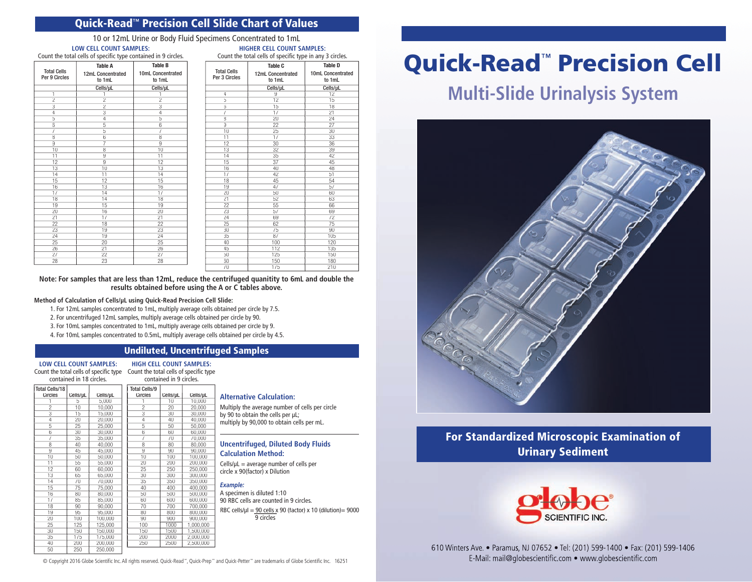## Quick-Read™ Precision Cell Slide Chart of Values

10 or 12mL Urine or Body Fluid Specimens Concentrated to 1mL

**LOW CELL COUNT SAMPLES:**
Count the total cells of specific type contained in 9 circles.

| Total Cells Per 9 Circles | Table A 12mL Concentrated to 1mL | Table B 10mL Concentrated to 1mL |
|---|---|---|
| | Cells/µL | Cells/µL |
| 1 | 1 | 1 |
| 2 | 2 | 2 |
| 3 | 2 | 3 |
| 4 | 3 | 4 |
| 5 | 4 | 5 |
| 6 | 5 | 6 |
| 7 | 5 | 7 |
| 8 | 6 | 8 |
| 9 | 7 | 9 |
| 10 | 8 | 10 |
| 11 | 9 | 11 |
| 12 | 9 | 12 |
| 13 | 10 | 13 |
| 14 | 11 | 14 |
| 15 | 12 | 15 |
| 16 | 13 | 16 |
| 17 | 14 | 17 |
| 18 | 14 | 18 |
| 19 | 15 | 19 |
| 20 | 16 | 20 |
| 21 | 17 | 21 |
| 22 | 18 | 22 |
| 23 | 19 | 23 |
| 24 | 19 | 24 |
| 25 | 20 | 25 |
| 26 | 21 | 26 |
| 27 | 22 | 27 |
| 28 | 23 | 28 |

**HIGHER CELL COUNT SAMPLES:**
Count the total cells of specific type in any 3 circles.

| Total Cells Per 3 Circles | Table C 12mL Concentrated to 1mL | Table D 10mL Concentrated to 1mL |
|---|---|---|
| | Cells/µL | Cells/µL |
| 4 | 9 | 12 |
| 5 | 12 | 15 |
| 6 | 15 | 18 |
| 7 | 17 | 21 |
| 8 | 20 | 24 |
| 9 | 22 | 27 |
| 10 | 25 | 30 |
| 11 | 17 | 33 |
| 12 | 30 | 36 |
| 13 | 32 | 39 |
| 14 | 35 | 42 |
| 15 | 37 | 45 |
| 16 | 40 | 48 |
| 17 | 42 | 51 |
| 18 | 45 | 54 |
| 19 | 47 | 57 |
| 20 | 50 | 60 |
| 21 | 52 | 63 |
| 22 | 55 | 66 |
| 23 | 57 | 69 |
| 24 | 69 | 72 |
| 25 | 62 | 75 |
| 30 | 75 | 90 |
| 35 | 87 | 105 |
| 40 | 100 | 120 |
| 45 | 112 | 135 |
| 50 | 125 | 150 |
| 60 | 150 | 180 |
| 70 | 175 | 210 |

**Note: For samples that are less than 12mL, reduce the centrifuged quantity to 6mL and double the results obtained before using the A or C tables above.**

**Method of Calculation of Cells/µL using Quick-Read Precision Cell Slide:**

1. For 12mL samples concentrated to 1mL, multiply average cells obtained per circle by 7.5.
2. For uncentrifuged 12mL samples, multiply average cells obtained per circle by 90.
3. For 10mL samples concentrated to 1mL, multiply average cells obtained per circle by 9.
4. For 10mL samples concentrated to 0.5mL, multiply average cells obtained per circle by 4.5.

## Undiluted, Uncentrifuged Samples

**LOW CELL COUNT SAMPLES:**
Count the total cells of specific type contained in 18 circles.

| Total Cells/18 Circles | Cells/µL | Cells/µL |
|---|---|---|
| 1 | 5 | 5,000 |
| 2 | 10 | 10,000 |
| 3 | 15 | 15,000 |
| 4 | 20 | 20,000 |
| 5 | 25 | 25,000 |
| 6 | 30 | 30,000 |
| 7 | 35 | 35,000 |
| 8 | 40 | 40,000 |
| 9 | 45 | 45,000 |
| 10 | 50 | 50,000 |
| 11 | 55 | 55,000 |
| 12 | 60 | 60,000 |
| 13 | 65 | 65,000 |
| 14 | 70 | 70,000 |
| 15 | 75 | 75,000 |
| 16 | 80 | 80,000 |
| 17 | 85 | 85,000 |
| 18 | 90 | 90,000 |
| 19 | 95 | 95,000 |
| 20 | 100 | 100,000 |
| 25 | 125 | 125,000 |
| 30 | 150 | 150,000 |
| 35 | 175 | 175,000 |
| 40 | 200 | 200,000 |
| 50 | 250 | 250,000 |

**HIGH CELL COUNT SAMPLES:**
Count the total cells of specific type contained in 9 circles.

| Total Cells/9 Circles | Cells/µL | Cells/µL |
|---|---|---|
| 1 | 10 | 10,000 |
| 2 | 20 | 20,000 |
| 3 | 30 | 30,000 |
| 4 | 40 | 40,000 |
| 5 | 50 | 50,000 |
| 6 | 60 | 60,000 |
| 7 | 70 | 70,000 |
| 8 | 80 | 80,000 |
| 9 | 90 | 90,000 |
| 10 | 100 | 100,000 |
| 20 | 200 | 200,000 |
| 25 | 250 | 250,000 |
| 30 | 300 | 300,000 |
| 35 | 350 | 350,000 |
| 40 | 400 | 400,000 |
| 50 | 500 | 500,000 |
| 60 | 600 | 600,000 |
| 70 | 700 | 700,000 |
| 80 | 800 | 800,000 |
| 90 | 900 | 900,000 |
| 100 | 1000 | 1,000,000 |
| 150 | 1500 | 1,500,000 |
| 200 | 2000 | 2,000,000 |
| 250 | 2500 | 2,500,000 |

### Alternative Calculation:

Multiply the average number of cells per circle by 90 to obtain the cells per µL; multiply by 90,000 to obtain cells per mL.

### Uncentrifuged, Diluted Body Fluids Calculation Method:

Cells/µL = average number of cells per circle x 90(factor) x Dilution

***Example:***

A specimen is diluted 1:10
90 RBC cells are counted in 9 circles.

RBC cells/µl = $\frac{\text{90 cells}}{\text{9 circles}}$ x 90 (factor) x 10 (dilution)= 9000

© Copyright 2016 Globe Scientific Inc. All rights reserved. Quick-Read™, Quick-Prep™ and Quick-Petter™ are trademarks of Globe Scientific Inc. 16251

# Quick-Read™ Precision Cell

## Multi-Slide Urinalysis System

**For Standardized Microscopic Examination of Urinary Sediment**

globe® SCIENTIFIC INC.

610 Winters Ave. • Paramus, NJ 07652 • Tel: (201) 599-1400 • Fax: (201) 599-1406
E-Mail: mail@globescientific.com • www.globescientific.com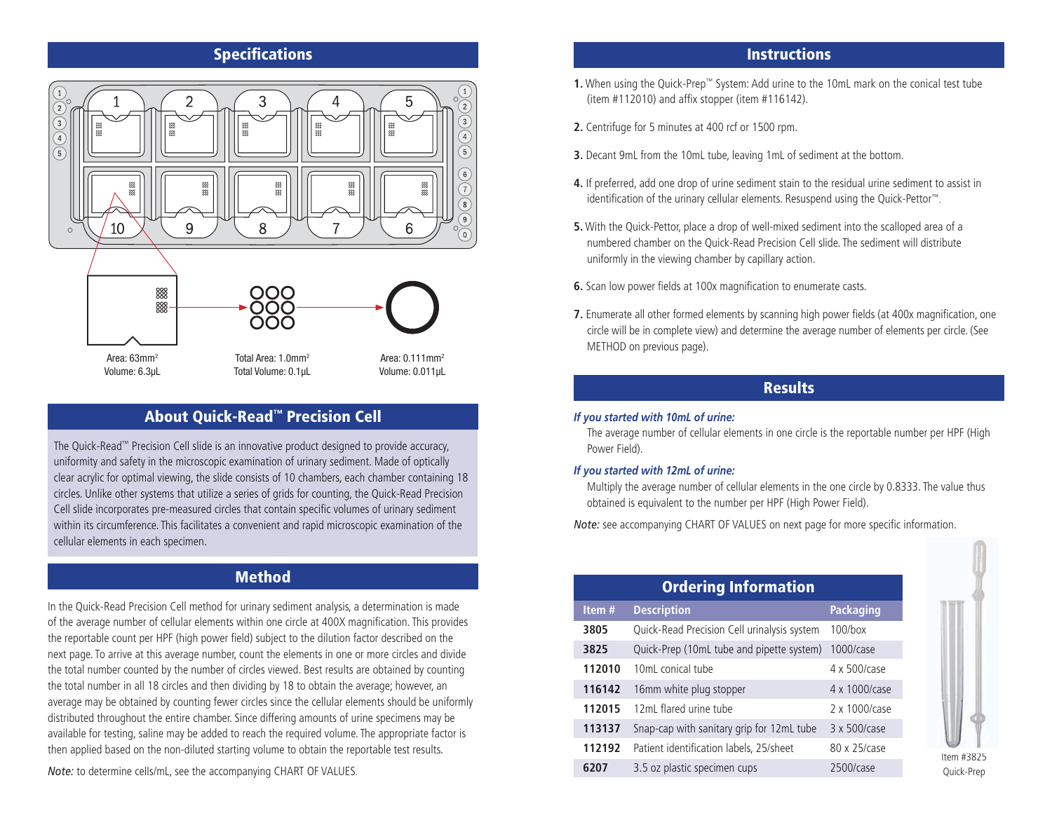## Specifications

Area: $63mm^2$
Volume: 6.3µL

Total Area: $1.0mm^2$
Total Volume: 0.1µL

Area: $0.111mm^2$
Volume: 0.011µL

## About Quick-Read™ Precision Cell

The Quick-Read™ Precision Cell slide is an innovative product designed to provide accuracy, uniformity and safety in the microscopic examination of urinary sediment. Made of optically clear acrylic for optimal viewing, the slide consists of 10 chambers, each chamber containing 18 circles. Unlike other systems that utilize a series of grids for counting, the Quick-Read Precision Cell slide incorporates pre-measured circles that contain specific volumes of urinary sediment within its circumference. This facilitates a convenient and rapid microscopic examination of the cellular elements in each specimen.

## Method

In the Quick-Read Precision Cell method for urinary sediment analysis, a determination is made of the average number of cellular elements within one circle at 400X magnification. This provides the reportable count per HPF (high power field) subject to the dilution factor described on the next page. To arrive at this average number, count the elements in one or more circles and divide the total number counted by the number of circles viewed. Best results are obtained by counting the total number in all 18 circles and then dividing by 18 to obtain the average; however, an average may be obtained by counting fewer circles since the cellular elements should be uniformly distributed throughout the entire chamber. Since differing amounts of urine specimens may be available for testing, saline may be added to reach the required volume. The appropriate factor is then applied based on the non-diluted starting volume to obtain the reportable test results.

*Note:* to determine cells/mL, see the accompanying CHART OF VALUES.

## Instructions

1. When using the Quick-Prep™ System: Add urine to the 10mL mark on the conical test tube (item #112010) and affix stopper (item #116142).
2. Centrifuge for 5 minutes at 400 rcf or 1500 rpm.
3. Decant 9mL from the 10mL tube, leaving 1mL of sediment at the bottom.
4. If preferred, add one drop of urine sediment stain to the residual urine sediment to assist in identification of the urinary cellular elements. Resuspend using the Quick-Pettor™.
5. With the Quick-Pettor, place a drop of well-mixed sediment into the scalloped area of a numbered chamber on the Quick-Read Precision Cell slide. The sediment will distribute uniformly in the viewing chamber by capillary action.
6. Scan low power fields at 100x magnification to enumerate casts.
7. Enumerate all other formed elements by scanning high power fields (at 400x magnification, one circle will be in complete view) and determine the average number of elements per circle. (See METHOD on previous page).

## Results

***If you started with 10mL of urine:***

The average number of cellular elements in one circle is the reportable number per HPF (High Power Field).

***If you started with 12mL of urine:***

Multiply the average number of cellular elements in the one circle by 0.8333. The value thus obtained is equivalent to the number per HPF (High Power Field).

*Note:* see accompanying CHART OF VALUES on next page for more specific information.

## Ordering Information

| Item # | Description | Packaging |
|---|---|---|
| **3805** | Quick-Read Precision Cell urinalysis system | 100/box |
| **3825** | Quick-Prep (10mL tube and pipette system) | 1000/case |
| **112010** | 10mL conical tube | 4 x 500/case |
| **116142** | 16mm white plug stopper | 4 x 1000/case |
| **112015** | 12mL flared urine tube | 2 x 1000/case |
| **113137** | Snap-cap with sanitary grip for 12mL tube | 3 x 500/case |
| **112192** | Patient identification labels, 25/sheet | 80 x 25/case |
| **6207** | 3.5 oz plastic specimen cups | 2500/case |

Item #3825
Quick-Prep